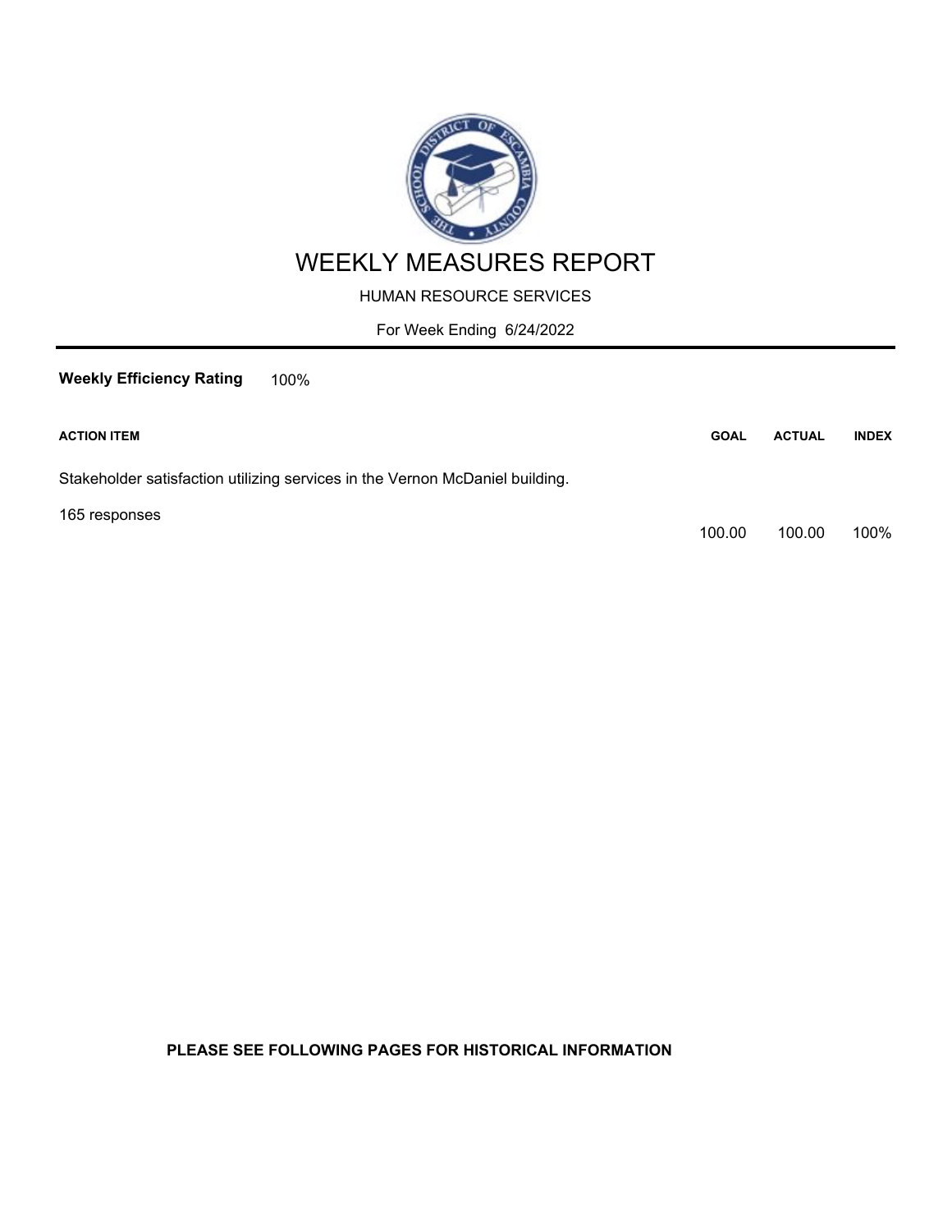# WEEKLY MEASURES REPORT

HUMAN RESOURCE SERVICES

For Week Ending 6/24/2022

**Weekly Efficiency Rating** 100%

| ACTION ITEM | GOAL | ACTUAL | INDEX |
|---|---|---|---|
| Stakeholder satisfaction utilizing services in the Vernon McDaniel building.<br>165 responses | 100.00 | 100.00 | 100% |

**PLEASE SEE FOLLOWING PAGES FOR HISTORICAL INFORMATION**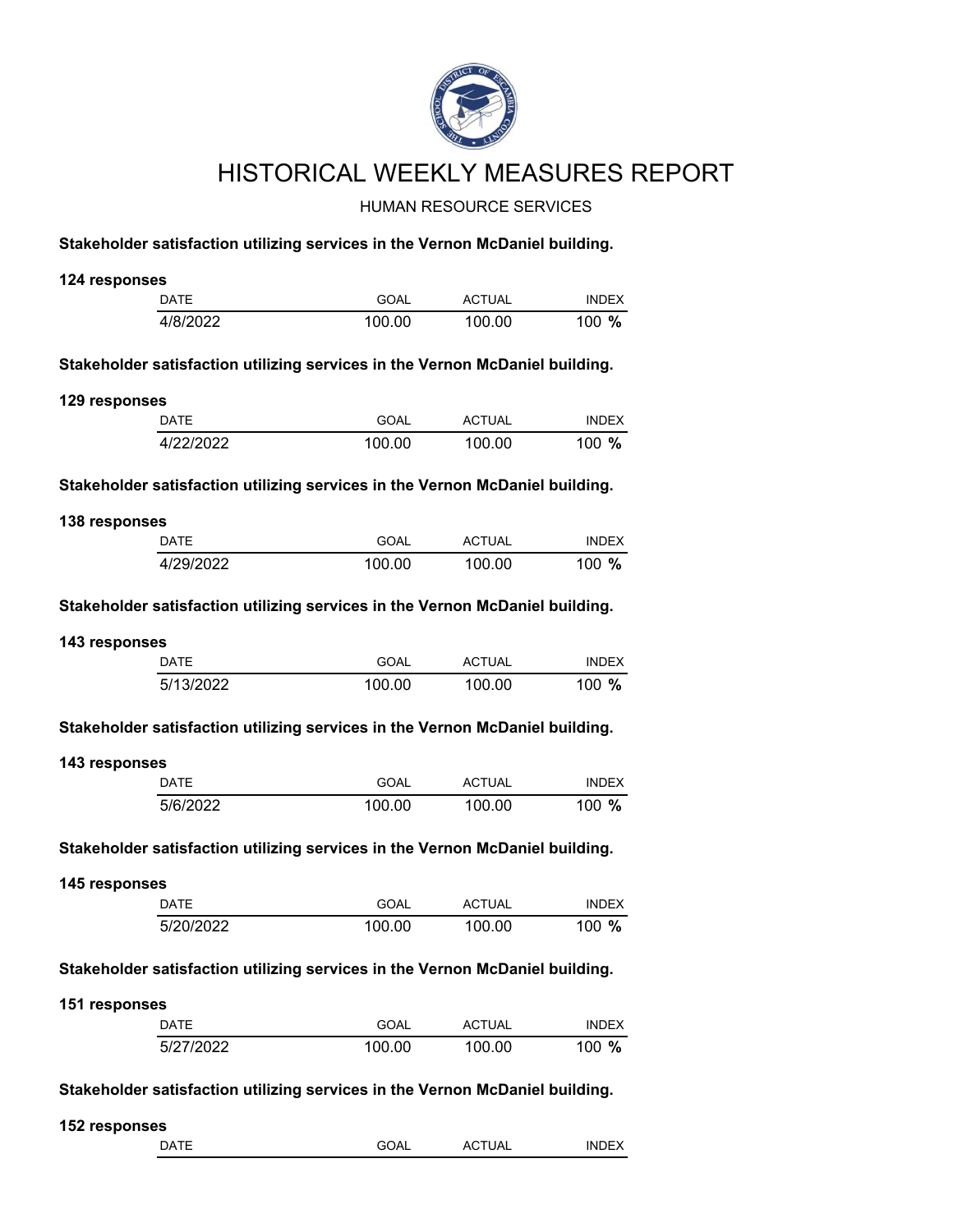# HISTORICAL WEEKLY MEASURES REPORT

HUMAN RESOURCE SERVICES

**Stakeholder satisfaction utilizing services in the Vernon McDaniel building.**

**124 responses**

| DATE | GOAL | ACTUAL | INDEX |
|---|---|---|---|
| 4/8/2022 | 100.00 | 100.00 | 100 **%** |

**Stakeholder satisfaction utilizing services in the Vernon McDaniel building.**

**129 responses**

| DATE | GOAL | ACTUAL | INDEX |
|---|---|---|---|
| 4/22/2022 | 100.00 | 100.00 | 100 **%** |

**Stakeholder satisfaction utilizing services in the Vernon McDaniel building.**

**138 responses**

| DATE | GOAL | ACTUAL | INDEX |
|---|---|---|---|
| 4/29/2022 | 100.00 | 100.00 | 100 **%** |

**Stakeholder satisfaction utilizing services in the Vernon McDaniel building.**

**143 responses**

| DATE | GOAL | ACTUAL | INDEX |
|---|---|---|---|
| 5/13/2022 | 100.00 | 100.00 | 100 **%** |

**Stakeholder satisfaction utilizing services in the Vernon McDaniel building.**

**143 responses**

| DATE | GOAL | ACTUAL | INDEX |
|---|---|---|---|
| 5/6/2022 | 100.00 | 100.00 | 100 **%** |

**Stakeholder satisfaction utilizing services in the Vernon McDaniel building.**

**145 responses**

| DATE | GOAL | ACTUAL | INDEX |
|---|---|---|---|
| 5/20/2022 | 100.00 | 100.00 | 100 **%** |

**Stakeholder satisfaction utilizing services in the Vernon McDaniel building.**

**151 responses**

| DATE | GOAL | ACTUAL | INDEX |
|---|---|---|---|
| 5/27/2022 | 100.00 | 100.00 | 100 **%** |

**Stakeholder satisfaction utilizing services in the Vernon McDaniel building.**

**152 responses**

| DATE | GOAL | ACTUAL | INDEX |
|---|---|---|---|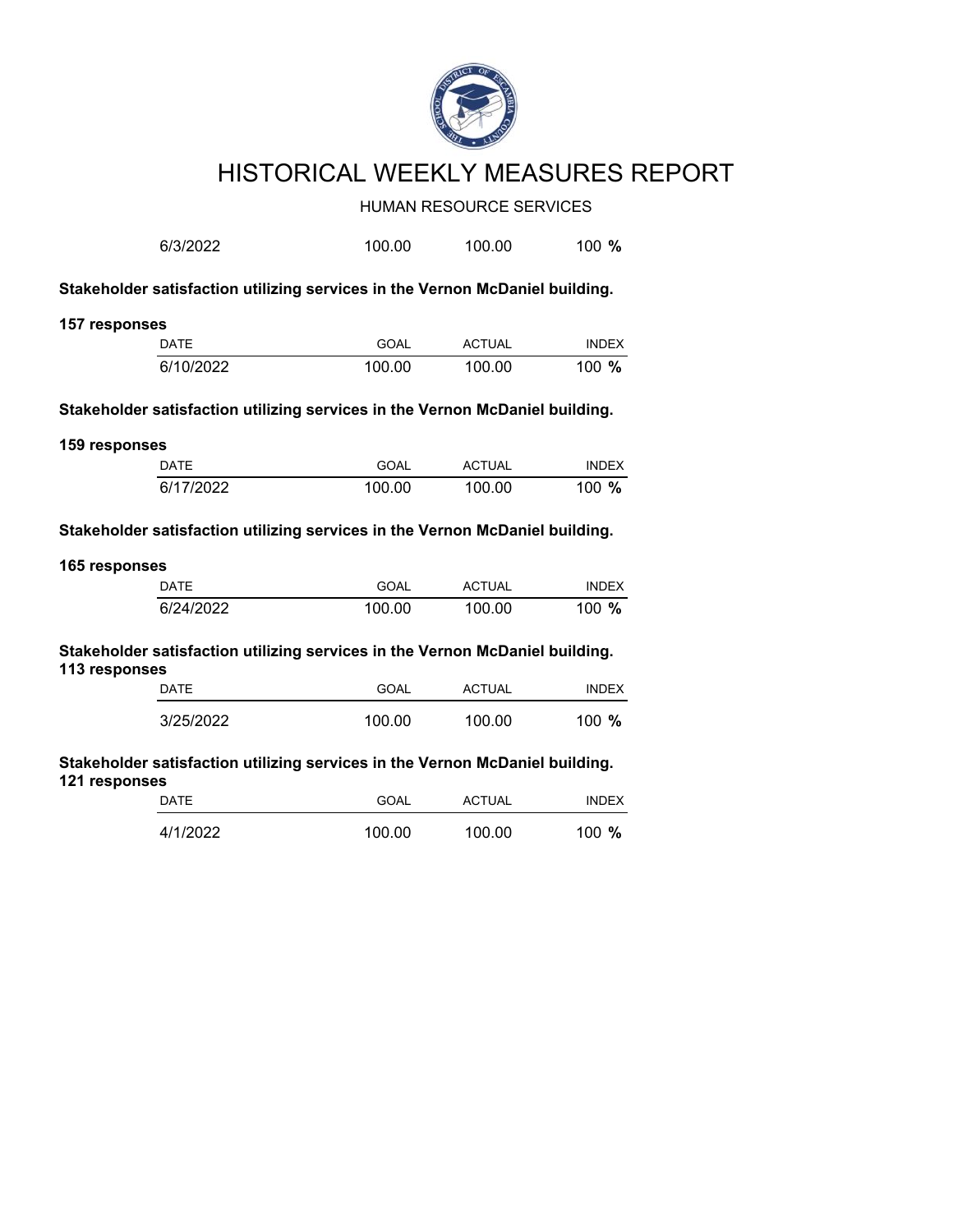# HISTORICAL WEEKLY MEASURES REPORT

HUMAN RESOURCE SERVICES

| | | | |
|---|---|---|---|
| 6/3/2022 | 100.00 | 100.00 | 100 % |

**Stakeholder satisfaction utilizing services in the Vernon McDaniel building.**

**157 responses**

| DATE | GOAL | ACTUAL | INDEX |
|---|---|---|---|
| 6/10/2022 | 100.00 | 100.00 | 100 % |

**Stakeholder satisfaction utilizing services in the Vernon McDaniel building.**

**159 responses**

| DATE | GOAL | ACTUAL | INDEX |
|---|---|---|---|
| 6/17/2022 | 100.00 | 100.00 | 100 % |

**Stakeholder satisfaction utilizing services in the Vernon McDaniel building.**

**165 responses**

| DATE | GOAL | ACTUAL | INDEX |
|---|---|---|---|
| 6/24/2022 | 100.00 | 100.00 | 100 % |

**Stakeholder satisfaction utilizing services in the Vernon McDaniel building.**
**113 responses**

| DATE | GOAL | ACTUAL | INDEX |
|---|---|---|---|
| 3/25/2022 | 100.00 | 100.00 | 100 % |

**Stakeholder satisfaction utilizing services in the Vernon McDaniel building.**
**121 responses**

| DATE | GOAL | ACTUAL | INDEX |
|---|---|---|---|
| 4/1/2022 | 100.00 | 100.00 | 100 % |